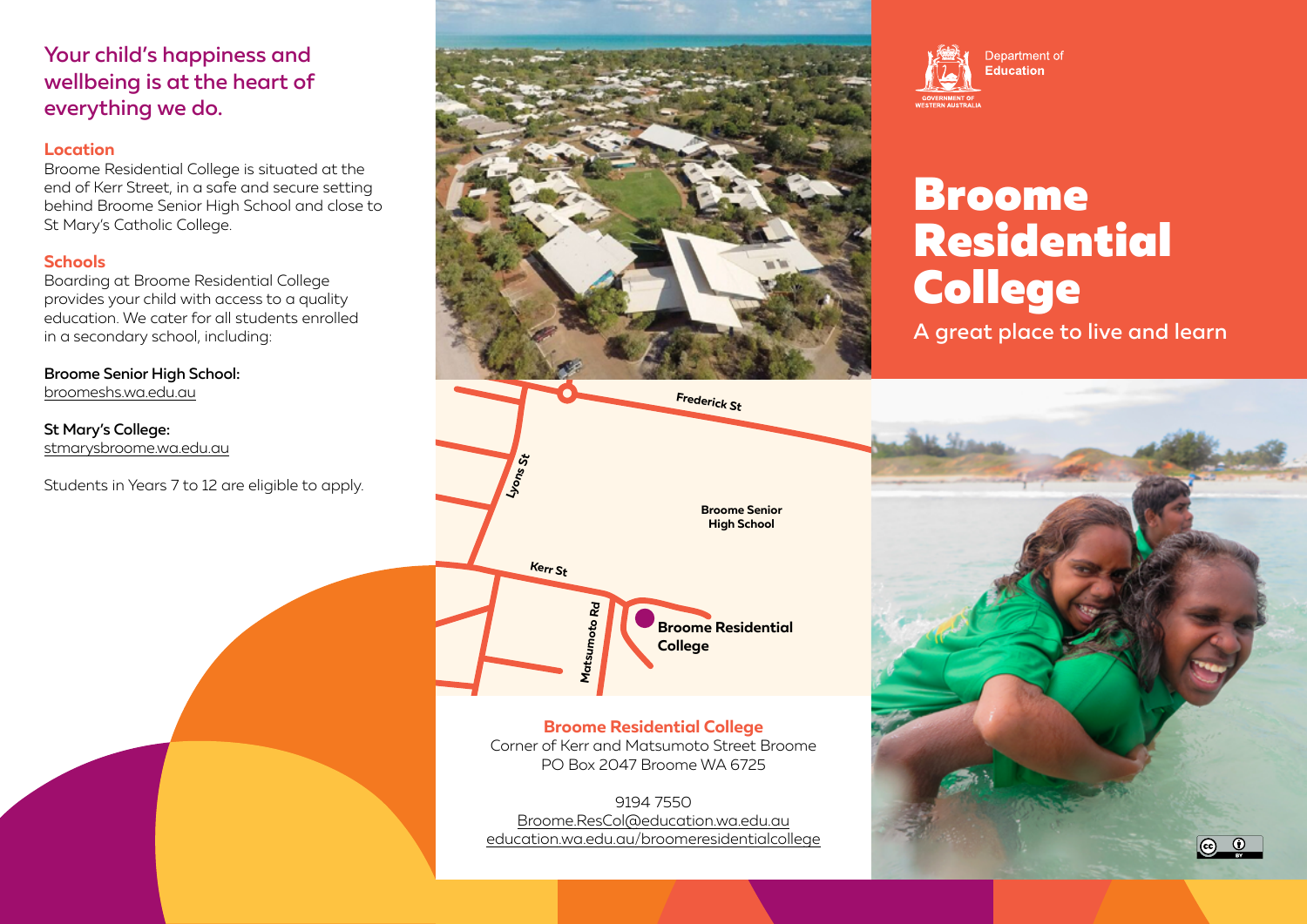## Your child's happiness and wellbeing is at the heart of everything we do.

### Location

Broome Residential College is situated at the end of Kerr Street, in a safe and secure setting behind Broome Senior High School and close to St Mary's Catholic College.

### Schools

Boarding at Broome Residential College provides your child with access to a quality education. We cater for all students enrolled in a secondary school, including:

**Broome Senior High School:**
broomeshs.wa.edu.au

**St Mary's College:**
stmarysbroome.wa.edu.au

Students in Years 7 to 12 are eligible to apply.

Frederick St
Lyons St
Kerr St
Matsumoto Rd
Broome Senior High School
Broome Residential College

**Broome Residential College**
Corner of Kerr and Matsumoto Street Broome
PO Box 2047 Broome WA 6725

9194 7550
Broome.ResCol@education.wa.edu.au
education.wa.edu.au/broomeresidentialcollege

Department of Education
GOVERNMENT OF WESTERN AUSTRALIA

# Broome Residential College

A great place to live and learn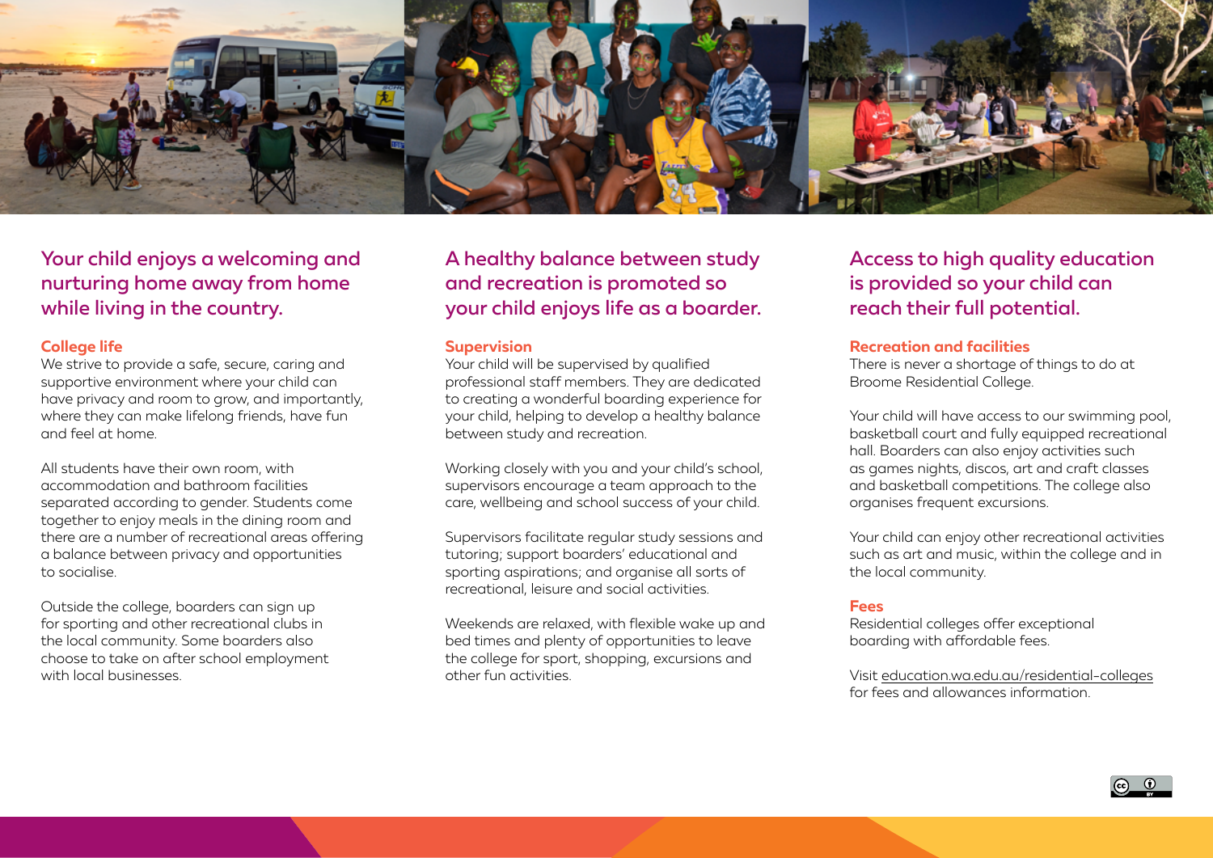## Your child enjoys a welcoming and nurturing home away from home while living in the country.

### College life

We strive to provide a safe, secure, caring and supportive environment where your child can have privacy and room to grow, and importantly, where they can make lifelong friends, have fun and feel at home.

All students have their own room, with accommodation and bathroom facilities separated according to gender. Students come together to enjoy meals in the dining room and there are a number of recreational areas offering a balance between privacy and opportunities to socialise.

Outside the college, boarders can sign up for sporting and other recreational clubs in the local community. Some boarders also choose to take on after school employment with local businesses.

## A healthy balance between study and recreation is promoted so your child enjoys life as a boarder.

### Supervision

Your child will be supervised by qualified professional staff members. They are dedicated to creating a wonderful boarding experience for your child, helping to develop a healthy balance between study and recreation.

Working closely with you and your child's school, supervisors encourage a team approach to the care, wellbeing and school success of your child.

Supervisors facilitate regular study sessions and tutoring; support boarders' educational and sporting aspirations; and organise all sorts of recreational, leisure and social activities.

Weekends are relaxed, with flexible wake up and bed times and plenty of opportunities to leave the college for sport, shopping, excursions and other fun activities.

## Access to high quality education is provided so your child can reach their full potential.

### Recreation and facilities

There is never a shortage of things to do at Broome Residential College.

Your child will have access to our swimming pool, basketball court and fully equipped recreational hall. Boarders can also enjoy activities such as games nights, discos, art and craft classes and basketball competitions. The college also organises frequent excursions.

Your child can enjoy other recreational activities such as art and music, within the college and in the local community.

### Fees

Residential colleges offer exceptional boarding with affordable fees.

Visit education.wa.edu.au/residential-colleges for fees and allowances information.